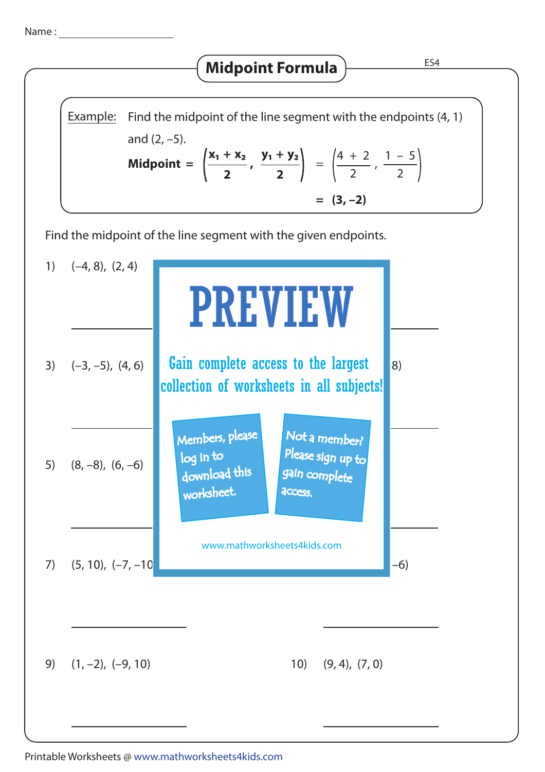Name : ____________________

# Midpoint Formula

ES4

**Example:** Find the midpoint of the line segment with the endpoints (4, 1) and (2, –5).

$$\textbf{Midpoint} = \left(\frac{x_1 + x_2}{2}, \frac{y_1 + y_2}{2}\right) = \left(\frac{4+2}{2}, \frac{1-5}{2}\right)$$

$$= \mathbf{(3, -2)}$$

Find the midpoint of the line segment with the given endpoints.

1) (–4, 8), (2, 4)

______________

3) (–3, –5), (4, 6)

______________

5) (8, –8), (6, –6)

______________

7) (5, 10), (–7, –10

______________

9) (1, –2), (–9, 10)

______________

10) (9, 4), (7, 0)

______________

**PREVIEW**

Gain complete access to the largest collection of worksheets in all subjects!

Members, please log in to download this worksheet.

Not a member? Please sign up to gain complete access.

www.mathworksheets4kids.com

8)

–6)

Printable Worksheets @ www.mathworksheets4kids.com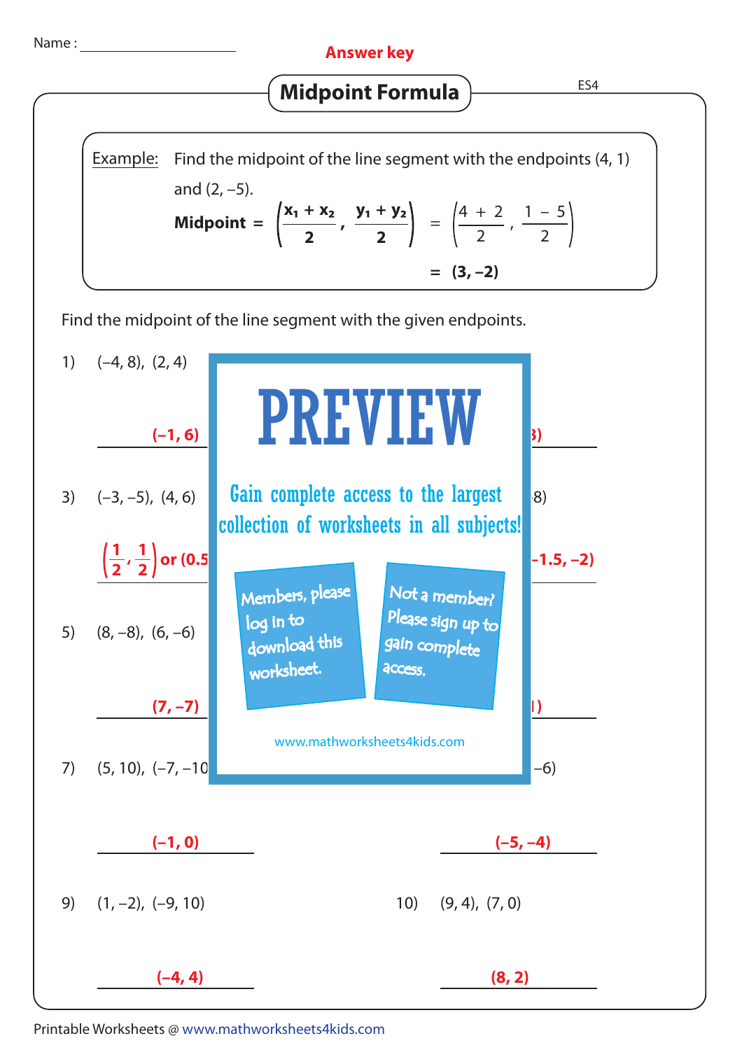Name : ____________________

**Answer key**

# Midpoint Formula

ES4

Example: Find the midpoint of the line segment with the endpoints (4, 1) and (2, –5).

$$\textbf{Midpoint} = \left(\frac{x_1 + x_2}{2}, \frac{y_1 + y_2}{2}\right) = \left(\frac{4 + 2}{2}, \frac{1 - 5}{2}\right)$$

$$= (3, -2)$$

Find the midpoint of the line segment with the given endpoints.

1) (–4, 8), (2, 4)

**(–1, 6)**

**3)**

3) (–3, –5), (4, 6)

$\left(\frac{1}{2}, \frac{1}{2}\right)$ **or (0.5**

8)

**–1.5, –2)**

5) (8, –8), (6, –6)

**(7, –7)**

**)**

7) (5, 10), (–7, –10

–6)

**(–1, 0)**

**(–5, –4)**

9) (1, –2), (–9, 10)

**(–4, 4)**

10) (9, 4), (7, 0)

**(8, 2)**

PREVIEW

Gain complete access to the largest collection of worksheets in all subjects!

Members, please log in to download this worksheet.

Not a member? Please sign up to gain complete access.

www.mathworksheets4kids.com